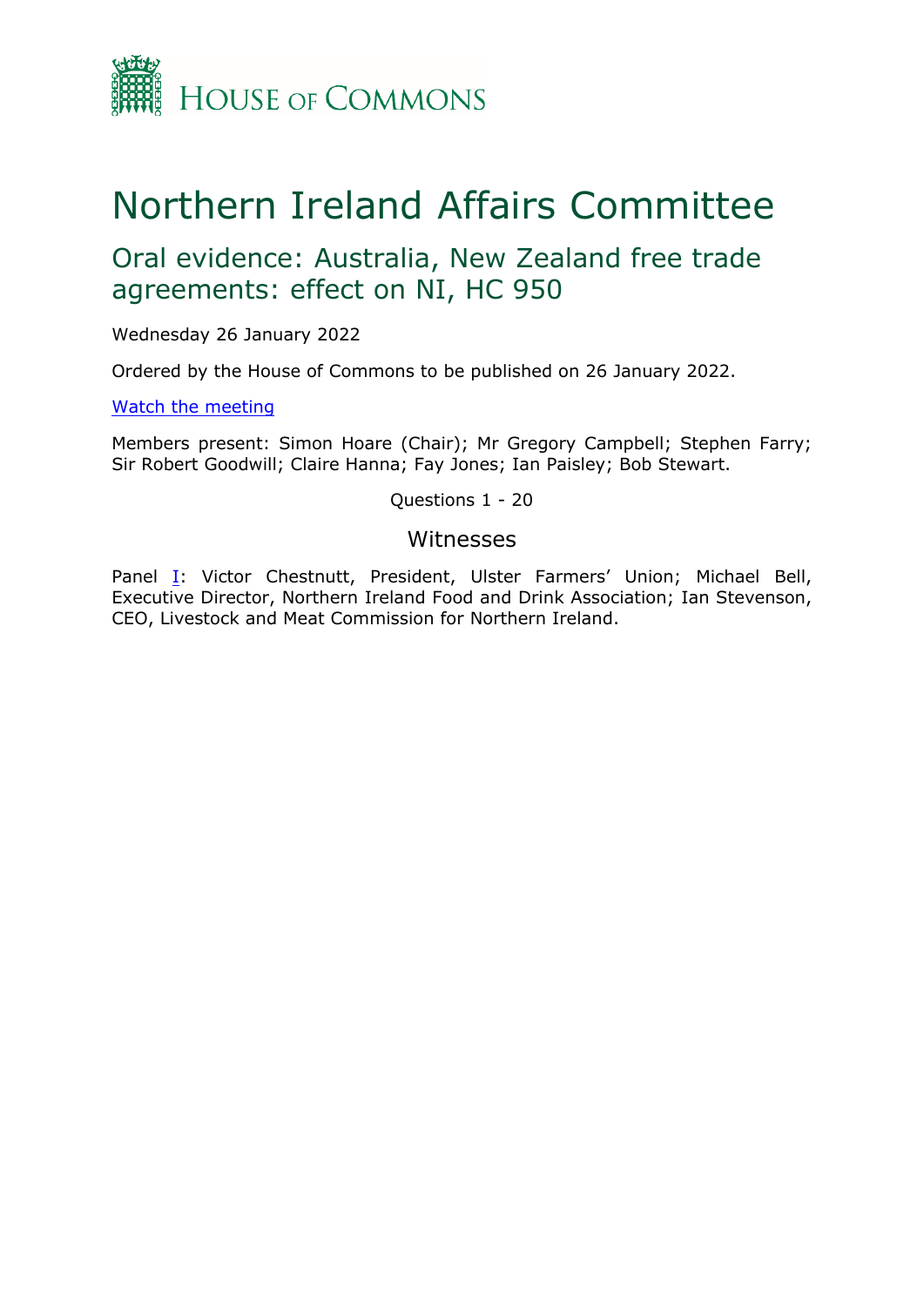HOUSE OF COMMONS

# Northern Ireland Affairs Committee

## Oral evidence: Australia, New Zealand free trade agreements: effect on NI, HC 950

Wednesday 26 January 2022

Ordered by the House of Commons to be published on 26 January 2022.

[Watch the meeting](#)

Members present: Simon Hoare (Chair); Mr Gregory Campbell; Stephen Farry; Sir Robert Goodwill; Claire Hanna; Fay Jones; Ian Paisley; Bob Stewart.

Questions 1 - 20

### Witnesses

Panel I: Victor Chestnutt, President, Ulster Farmers' Union; Michael Bell, Executive Director, Northern Ireland Food and Drink Association; Ian Stevenson, CEO, Livestock and Meat Commission for Northern Ireland.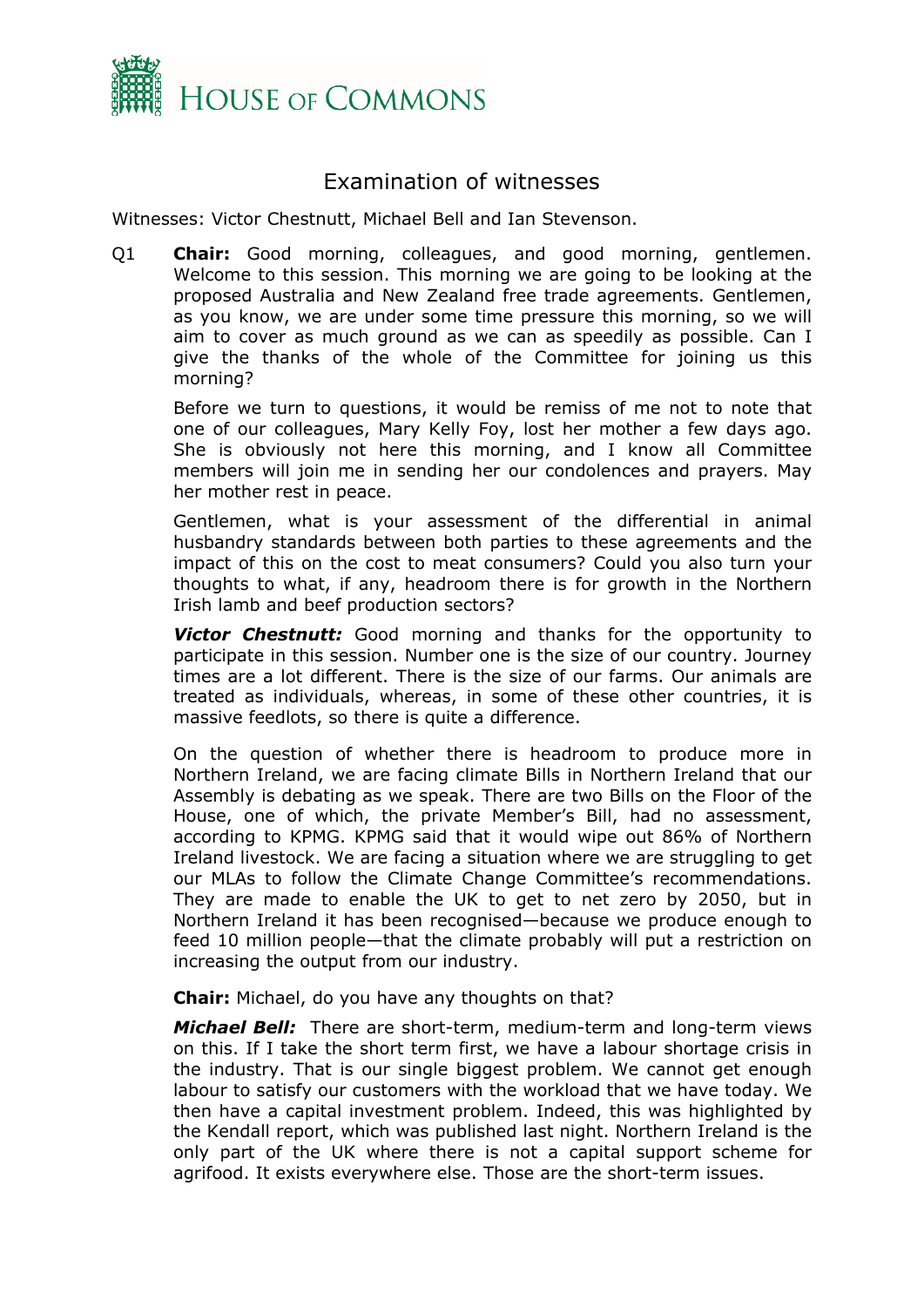# Examination of witnesses

Witnesses: Victor Chestnutt, Michael Bell and Ian Stevenson.

Q1 **Chair:** Good morning, colleagues, and good morning, gentlemen. Welcome to this session. This morning we are going to be looking at the proposed Australia and New Zealand free trade agreements. Gentlemen, as you know, we are under some time pressure this morning, so we will aim to cover as much ground as we can as speedily as possible. Can I give the thanks of the whole of the Committee for joining us this morning?

Before we turn to questions, it would be remiss of me not to note that one of our colleagues, Mary Kelly Foy, lost her mother a few days ago. She is obviously not here this morning, and I know all Committee members will join me in sending her our condolences and prayers. May her mother rest in peace.

Gentlemen, what is your assessment of the differential in animal husbandry standards between both parties to these agreements and the impact of this on the cost to meat consumers? Could you also turn your thoughts to what, if any, headroom there is for growth in the Northern Irish lamb and beef production sectors?

***Victor Chestnutt:*** Good morning and thanks for the opportunity to participate in this session. Number one is the size of our country. Journey times are a lot different. There is the size of our farms. Our animals are treated as individuals, whereas, in some of these other countries, it is massive feedlots, so there is quite a difference.

On the question of whether there is headroom to produce more in Northern Ireland, we are facing climate Bills in Northern Ireland that our Assembly is debating as we speak. There are two Bills on the Floor of the House, one of which, the private Member's Bill, had no assessment, according to KPMG. KPMG said that it would wipe out 86% of Northern Ireland livestock. We are facing a situation where we are struggling to get our MLAs to follow the Climate Change Committee's recommendations. They are made to enable the UK to get to net zero by 2050, but in Northern Ireland it has been recognised—because we produce enough to feed 10 million people—that the climate probably will put a restriction on increasing the output from our industry.

**Chair:** Michael, do you have any thoughts on that?

***Michael Bell:*** There are short-term, medium-term and long-term views on this. If I take the short term first, we have a labour shortage crisis in the industry. That is our single biggest problem. We cannot get enough labour to satisfy our customers with the workload that we have today. We then have a capital investment problem. Indeed, this was highlighted by the Kendall report, which was published last night. Northern Ireland is the only part of the UK where there is not a capital support scheme for agrifood. It exists everywhere else. Those are the short-term issues.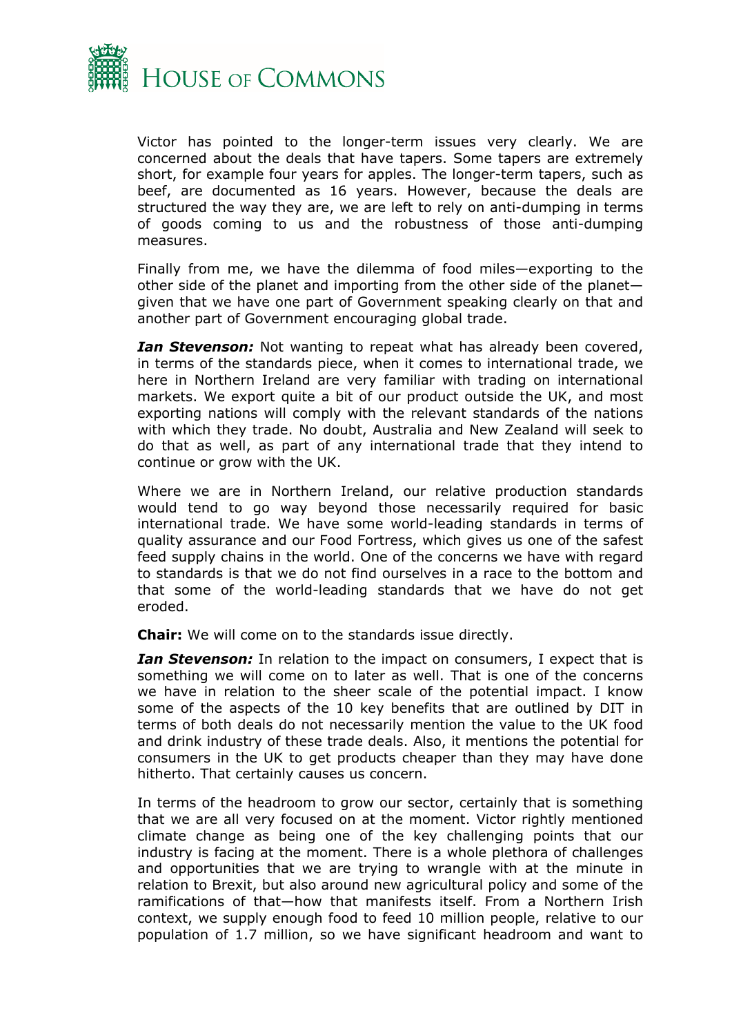Victor has pointed to the longer-term issues very clearly. We are concerned about the deals that have tapers. Some tapers are extremely short, for example four years for apples. The longer-term tapers, such as beef, are documented as 16 years. However, because the deals are structured the way they are, we are left to rely on anti-dumping in terms of goods coming to us and the robustness of those anti-dumping measures.

Finally from me, we have the dilemma of food miles—exporting to the other side of the planet and importing from the other side of the planet—given that we have one part of Government speaking clearly on that and another part of Government encouraging global trade.

***Ian Stevenson:*** Not wanting to repeat what has already been covered, in terms of the standards piece, when it comes to international trade, we here in Northern Ireland are very familiar with trading on international markets. We export quite a bit of our product outside the UK, and most exporting nations will comply with the relevant standards of the nations with which they trade. No doubt, Australia and New Zealand will seek to do that as well, as part of any international trade that they intend to continue or grow with the UK.

Where we are in Northern Ireland, our relative production standards would tend to go way beyond those necessarily required for basic international trade. We have some world-leading standards in terms of quality assurance and our Food Fortress, which gives us one of the safest feed supply chains in the world. One of the concerns we have with regard to standards is that we do not find ourselves in a race to the bottom and that some of the world-leading standards that we have do not get eroded.

**Chair:** We will come on to the standards issue directly.

***Ian Stevenson:*** In relation to the impact on consumers, I expect that is something we will come on to later as well. That is one of the concerns we have in relation to the sheer scale of the potential impact. I know some of the aspects of the 10 key benefits that are outlined by DIT in terms of both deals do not necessarily mention the value to the UK food and drink industry of these trade deals. Also, it mentions the potential for consumers in the UK to get products cheaper than they may have done hitherto. That certainly causes us concern.

In terms of the headroom to grow our sector, certainly that is something that we are all very focused on at the moment. Victor rightly mentioned climate change as being one of the key challenging points that our industry is facing at the moment. There is a whole plethora of challenges and opportunities that we are trying to wrangle with at the minute in relation to Brexit, but also around new agricultural policy and some of the ramifications of that—how that manifests itself. From a Northern Irish context, we supply enough food to feed 10 million people, relative to our population of 1.7 million, so we have significant headroom and want to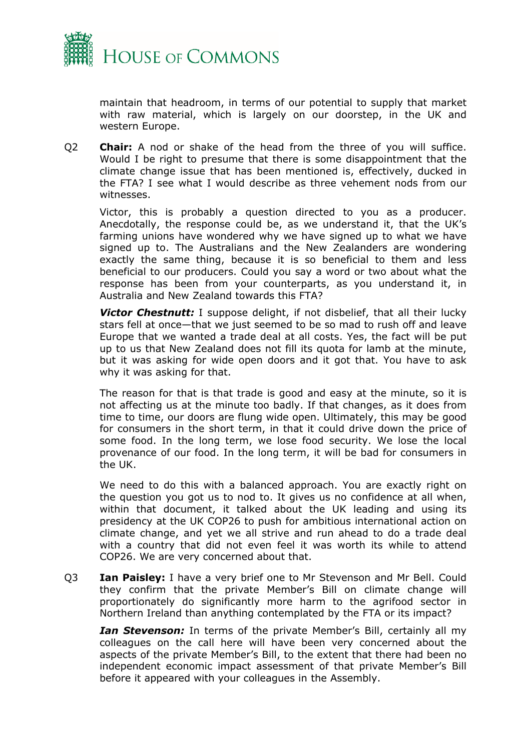maintain that headroom, in terms of our potential to supply that market with raw material, which is largely on our doorstep, in the UK and western Europe.

Q2 **Chair:** A nod or shake of the head from the three of you will suffice. Would I be right to presume that there is some disappointment that the climate change issue that has been mentioned is, effectively, ducked in the FTA? I see what I would describe as three vehement nods from our witnesses.

Victor, this is probably a question directed to you as a producer. Anecdotally, the response could be, as we understand it, that the UK's farming unions have wondered why we have signed up to what we have signed up to. The Australians and the New Zealanders are wondering exactly the same thing, because it is so beneficial to them and less beneficial to our producers. Could you say a word or two about what the response has been from your counterparts, as you understand it, in Australia and New Zealand towards this FTA?

***Victor Chestnutt:*** I suppose delight, if not disbelief, that all their lucky stars fell at once—that we just seemed to be so mad to rush off and leave Europe that we wanted a trade deal at all costs. Yes, the fact will be put up to us that New Zealand does not fill its quota for lamb at the minute, but it was asking for wide open doors and it got that. You have to ask why it was asking for that.

The reason for that is that trade is good and easy at the minute, so it is not affecting us at the minute too badly. If that changes, as it does from time to time, our doors are flung wide open. Ultimately, this may be good for consumers in the short term, in that it could drive down the price of some food. In the long term, we lose food security. We lose the local provenance of our food. In the long term, it will be bad for consumers in the UK.

We need to do this with a balanced approach. You are exactly right on the question you got us to nod to. It gives us no confidence at all when, within that document, it talked about the UK leading and using its presidency at the UK COP26 to push for ambitious international action on climate change, and yet we all strive and run ahead to do a trade deal with a country that did not even feel it was worth its while to attend COP26. We are very concerned about that.

Q3 **Ian Paisley:** I have a very brief one to Mr Stevenson and Mr Bell. Could they confirm that the private Member's Bill on climate change will proportionately do significantly more harm to the agrifood sector in Northern Ireland than anything contemplated by the FTA or its impact?

***Ian Stevenson:*** In terms of the private Member's Bill, certainly all my colleagues on the call here will have been very concerned about the aspects of the private Member's Bill, to the extent that there had been no independent economic impact assessment of that private Member's Bill before it appeared with your colleagues in the Assembly.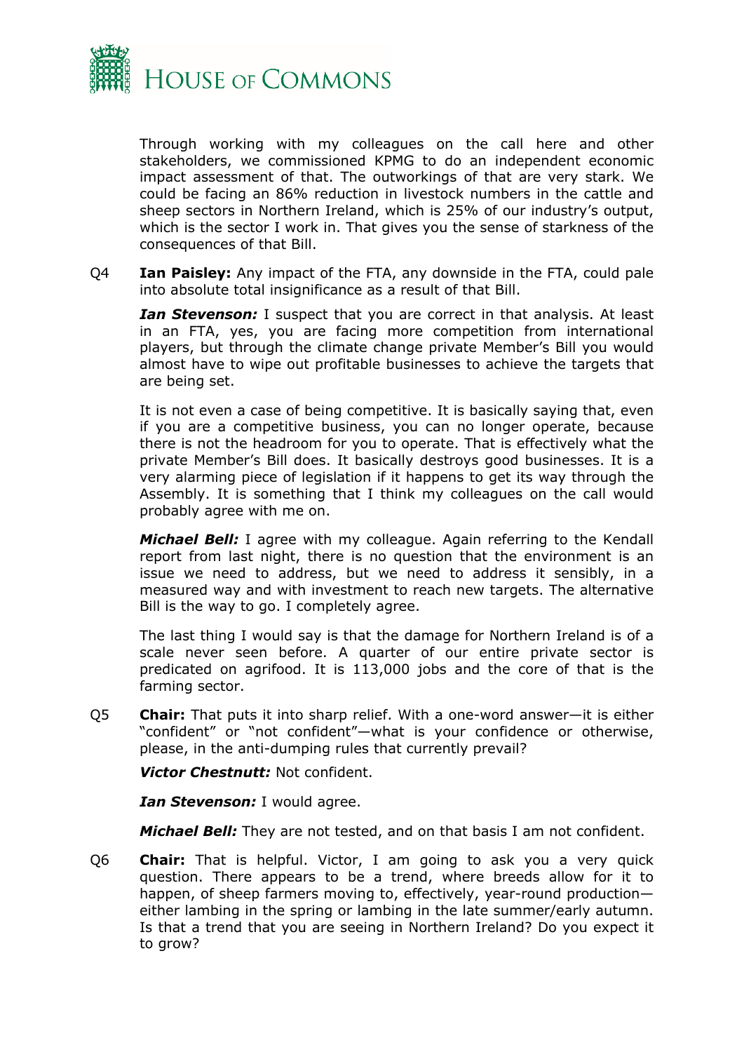Through working with my colleagues on the call here and other stakeholders, we commissioned KPMG to do an independent economic impact assessment of that. The outworkings of that are very stark. We could be facing an 86% reduction in livestock numbers in the cattle and sheep sectors in Northern Ireland, which is 25% of our industry's output, which is the sector I work in. That gives you the sense of starkness of the consequences of that Bill.

Q4 **Ian Paisley:** Any impact of the FTA, any downside in the FTA, could pale into absolute total insignificance as a result of that Bill.

***Ian Stevenson:*** I suspect that you are correct in that analysis. At least in an FTA, yes, you are facing more competition from international players, but through the climate change private Member's Bill you would almost have to wipe out profitable businesses to achieve the targets that are being set.

It is not even a case of being competitive. It is basically saying that, even if you are a competitive business, you can no longer operate, because there is not the headroom for you to operate. That is effectively what the private Member's Bill does. It basically destroys good businesses. It is a very alarming piece of legislation if it happens to get its way through the Assembly. It is something that I think my colleagues on the call would probably agree with me on.

***Michael Bell:*** I agree with my colleague. Again referring to the Kendall report from last night, there is no question that the environment is an issue we need to address, but we need to address it sensibly, in a measured way and with investment to reach new targets. The alternative Bill is the way to go. I completely agree.

The last thing I would say is that the damage for Northern Ireland is of a scale never seen before. A quarter of our entire private sector is predicated on agrifood. It is 113,000 jobs and the core of that is the farming sector.

Q5 **Chair:** That puts it into sharp relief. With a one-word answer—it is either "confident" or "not confident"—what is your confidence or otherwise, please, in the anti-dumping rules that currently prevail?

***Victor Chestnutt:*** Not confident.

***Ian Stevenson:*** I would agree.

***Michael Bell:*** They are not tested, and on that basis I am not confident.

Q6 **Chair:** That is helpful. Victor, I am going to ask you a very quick question. There appears to be a trend, where breeds allow for it to happen, of sheep farmers moving to, effectively, year-round production—either lambing in the spring or lambing in the late summer/early autumn. Is that a trend that you are seeing in Northern Ireland? Do you expect it to grow?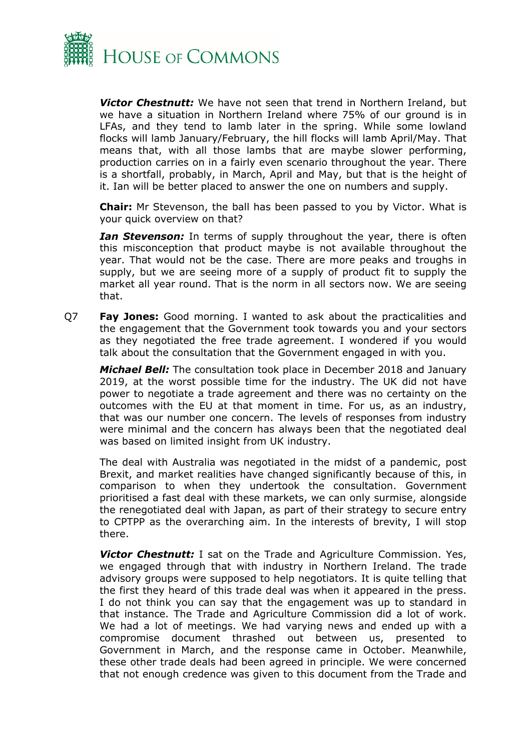***Victor Chestnutt:*** We have not seen that trend in Northern Ireland, but we have a situation in Northern Ireland where 75% of our ground is in LFAs, and they tend to lamb later in the spring. While some lowland flocks will lamb January/February, the hill flocks will lamb April/May. That means that, with all those lambs that are maybe slower performing, production carries on in a fairly even scenario throughout the year. There is a shortfall, probably, in March, April and May, but that is the height of it. Ian will be better placed to answer the one on numbers and supply.

**Chair:** Mr Stevenson, the ball has been passed to you by Victor. What is your quick overview on that?

***Ian Stevenson:*** In terms of supply throughout the year, there is often this misconception that product maybe is not available throughout the year. That would not be the case. There are more peaks and troughs in supply, but we are seeing more of a supply of product fit to supply the market all year round. That is the norm in all sectors now. We are seeing that.

Q7 **Fay Jones:** Good morning. I wanted to ask about the practicalities and the engagement that the Government took towards you and your sectors as they negotiated the free trade agreement. I wondered if you would talk about the consultation that the Government engaged in with you.

***Michael Bell:*** The consultation took place in December 2018 and January 2019, at the worst possible time for the industry. The UK did not have power to negotiate a trade agreement and there was no certainty on the outcomes with the EU at that moment in time. For us, as an industry, that was our number one concern. The levels of responses from industry were minimal and the concern has always been that the negotiated deal was based on limited insight from UK industry.

The deal with Australia was negotiated in the midst of a pandemic, post Brexit, and market realities have changed significantly because of this, in comparison to when they undertook the consultation. Government prioritised a fast deal with these markets, we can only surmise, alongside the renegotiated deal with Japan, as part of their strategy to secure entry to CPTPP as the overarching aim. In the interests of brevity, I will stop there.

***Victor Chestnutt:*** I sat on the Trade and Agriculture Commission. Yes, we engaged through that with industry in Northern Ireland. The trade advisory groups were supposed to help negotiators. It is quite telling that the first they heard of this trade deal was when it appeared in the press. I do not think you can say that the engagement was up to standard in that instance. The Trade and Agriculture Commission did a lot of work. We had a lot of meetings. We had varying news and ended up with a compromise document thrashed out between us, presented to Government in March, and the response came in October. Meanwhile, these other trade deals had been agreed in principle. We were concerned that not enough credence was given to this document from the Trade and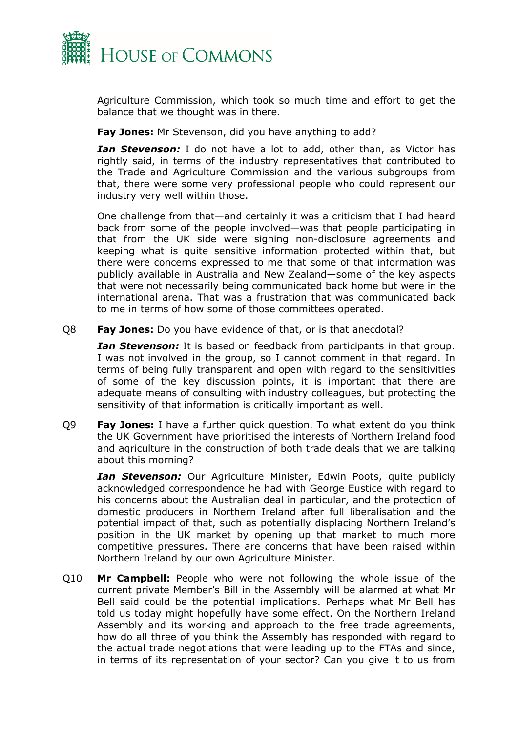Agriculture Commission, which took so much time and effort to get the balance that we thought was in there.

**Fay Jones:** Mr Stevenson, did you have anything to add?

***Ian Stevenson:*** I do not have a lot to add, other than, as Victor has rightly said, in terms of the industry representatives that contributed to the Trade and Agriculture Commission and the various subgroups from that, there were some very professional people who could represent our industry very well within those.

One challenge from that—and certainly it was a criticism that I had heard back from some of the people involved—was that people participating in that from the UK side were signing non-disclosure agreements and keeping what is quite sensitive information protected within that, but there were concerns expressed to me that some of that information was publicly available in Australia and New Zealand—some of the key aspects that were not necessarily being communicated back home but were in the international arena. That was a frustration that was communicated back to me in terms of how some of those committees operated.

Q8 **Fay Jones:** Do you have evidence of that, or is that anecdotal?

***Ian Stevenson:*** It is based on feedback from participants in that group. I was not involved in the group, so I cannot comment in that regard. In terms of being fully transparent and open with regard to the sensitivities of some of the key discussion points, it is important that there are adequate means of consulting with industry colleagues, but protecting the sensitivity of that information is critically important as well.

Q9 **Fay Jones:** I have a further quick question. To what extent do you think the UK Government have prioritised the interests of Northern Ireland food and agriculture in the construction of both trade deals that we are talking about this morning?

***Ian Stevenson:*** Our Agriculture Minister, Edwin Poots, quite publicly acknowledged correspondence he had with George Eustice with regard to his concerns about the Australian deal in particular, and the protection of domestic producers in Northern Ireland after full liberalisation and the potential impact of that, such as potentially displacing Northern Ireland's position in the UK market by opening up that market to much more competitive pressures. There are concerns that have been raised within Northern Ireland by our own Agriculture Minister.

Q10 **Mr Campbell:** People who were not following the whole issue of the current private Member's Bill in the Assembly will be alarmed at what Mr Bell said could be the potential implications. Perhaps what Mr Bell has told us today might hopefully have some effect. On the Northern Ireland Assembly and its working and approach to the free trade agreements, how do all three of you think the Assembly has responded with regard to the actual trade negotiations that were leading up to the FTAs and since, in terms of its representation of your sector? Can you give it to us from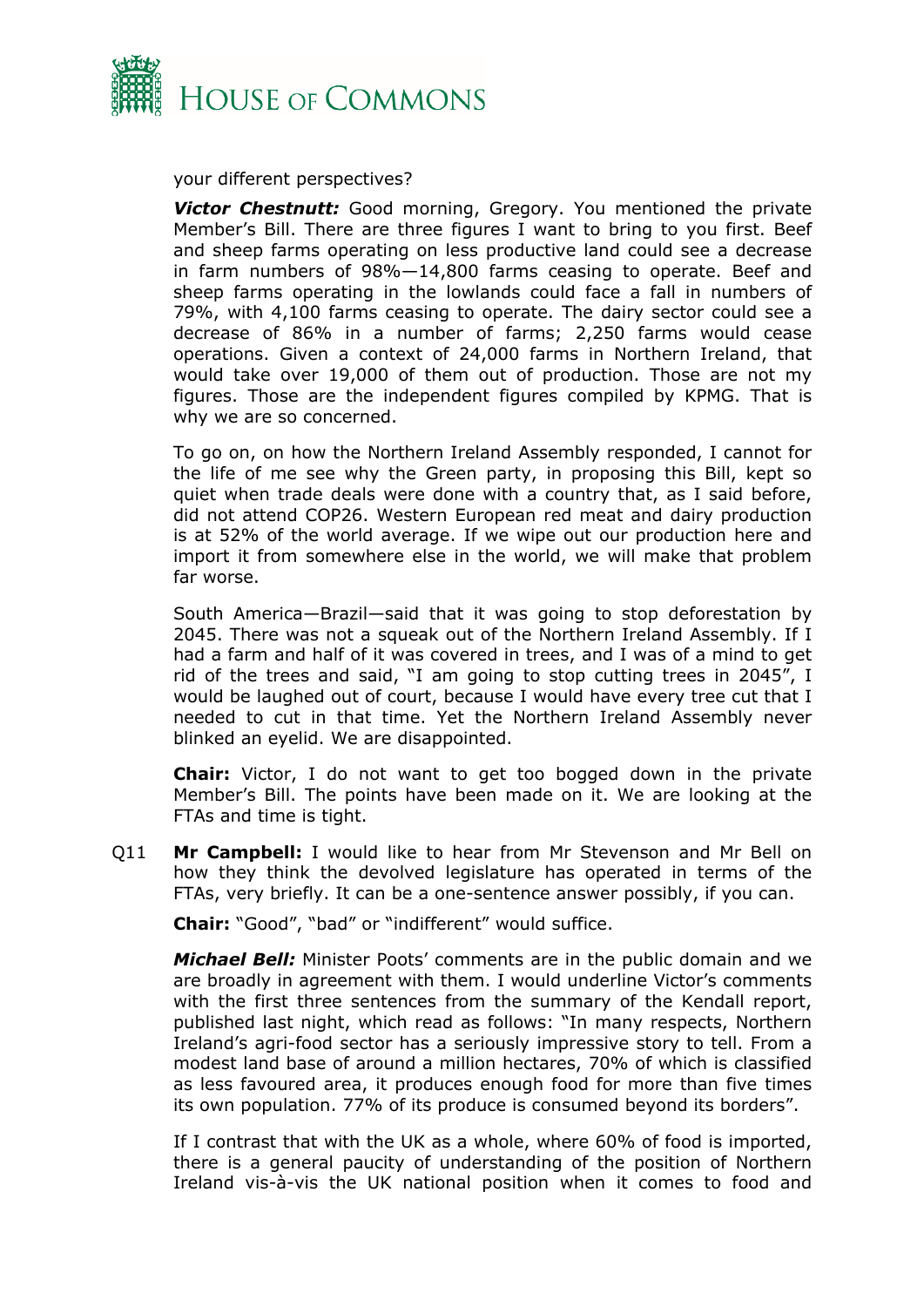your different perspectives?

***Victor Chestnutt:*** Good morning, Gregory. You mentioned the private Member's Bill. There are three figures I want to bring to you first. Beef and sheep farms operating on less productive land could see a decrease in farm numbers of 98%—14,800 farms ceasing to operate. Beef and sheep farms operating in the lowlands could face a fall in numbers of 79%, with 4,100 farms ceasing to operate. The dairy sector could see a decrease of 86% in a number of farms; 2,250 farms would cease operations. Given a context of 24,000 farms in Northern Ireland, that would take over 19,000 of them out of production. Those are not my figures. Those are the independent figures compiled by KPMG. That is why we are so concerned.

To go on, on how the Northern Ireland Assembly responded, I cannot for the life of me see why the Green party, in proposing this Bill, kept so quiet when trade deals were done with a country that, as I said before, did not attend COP26. Western European red meat and dairy production is at 52% of the world average. If we wipe out our production here and import it from somewhere else in the world, we will make that problem far worse.

South America—Brazil—said that it was going to stop deforestation by 2045. There was not a squeak out of the Northern Ireland Assembly. If I had a farm and half of it was covered in trees, and I was of a mind to get rid of the trees and said, "I am going to stop cutting trees in 2045", I would be laughed out of court, because I would have every tree cut that I needed to cut in that time. Yet the Northern Ireland Assembly never blinked an eyelid. We are disappointed.

**Chair:** Victor, I do not want to get too bogged down in the private Member's Bill. The points have been made on it. We are looking at the FTAs and time is tight.

Q11 **Mr Campbell:** I would like to hear from Mr Stevenson and Mr Bell on how they think the devolved legislature has operated in terms of the FTAs, very briefly. It can be a one-sentence answer possibly, if you can.

**Chair:** "Good", "bad" or "indifferent" would suffice.

***Michael Bell:*** Minister Poots' comments are in the public domain and we are broadly in agreement with them. I would underline Victor's comments with the first three sentences from the summary of the Kendall report, published last night, which read as follows: "In many respects, Northern Ireland's agri-food sector has a seriously impressive story to tell. From a modest land base of around a million hectares, 70% of which is classified as less favoured area, it produces enough food for more than five times its own population. 77% of its produce is consumed beyond its borders".

If I contrast that with the UK as a whole, where 60% of food is imported, there is a general paucity of understanding of the position of Northern Ireland vis-à-vis the UK national position when it comes to food and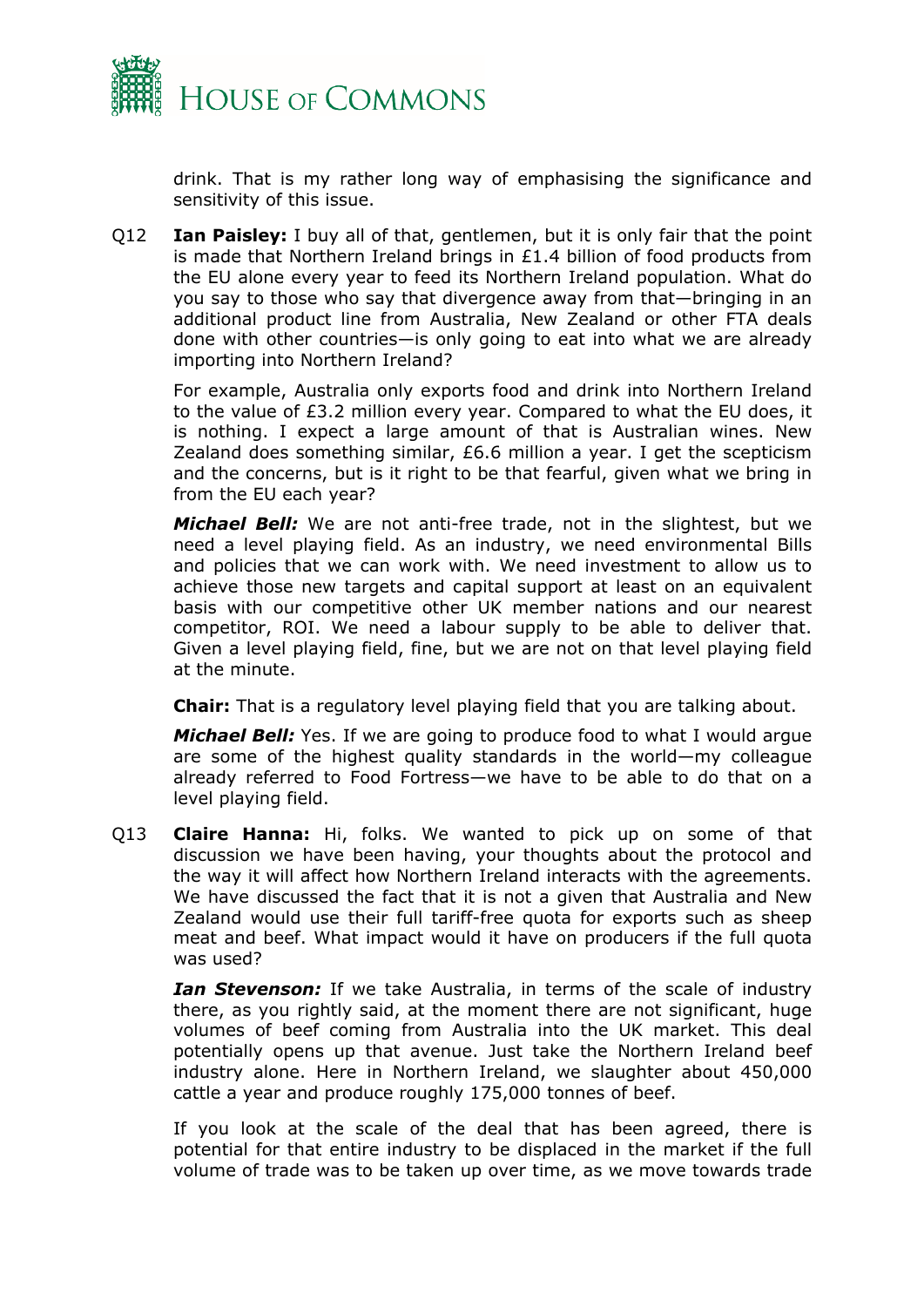drink. That is my rather long way of emphasising the significance and sensitivity of this issue.

Q12 **Ian Paisley:** I buy all of that, gentlemen, but it is only fair that the point is made that Northern Ireland brings in £1.4 billion of food products from the EU alone every year to feed its Northern Ireland population. What do you say to those who say that divergence away from that—bringing in an additional product line from Australia, New Zealand or other FTA deals done with other countries—is only going to eat into what we are already importing into Northern Ireland?

For example, Australia only exports food and drink into Northern Ireland to the value of £3.2 million every year. Compared to what the EU does, it is nothing. I expect a large amount of that is Australian wines. New Zealand does something similar, £6.6 million a year. I get the scepticism and the concerns, but is it right to be that fearful, given what we bring in from the EU each year?

***Michael Bell:*** We are not anti-free trade, not in the slightest, but we need a level playing field. As an industry, we need environmental Bills and policies that we can work with. We need investment to allow us to achieve those new targets and capital support at least on an equivalent basis with our competitive other UK member nations and our nearest competitor, ROI. We need a labour supply to be able to deliver that. Given a level playing field, fine, but we are not on that level playing field at the minute.

**Chair:** That is a regulatory level playing field that you are talking about.

***Michael Bell:*** Yes. If we are going to produce food to what I would argue are some of the highest quality standards in the world—my colleague already referred to Food Fortress—we have to be able to do that on a level playing field.

Q13 **Claire Hanna:** Hi, folks. We wanted to pick up on some of that discussion we have been having, your thoughts about the protocol and the way it will affect how Northern Ireland interacts with the agreements. We have discussed the fact that it is not a given that Australia and New Zealand would use their full tariff-free quota for exports such as sheep meat and beef. What impact would it have on producers if the full quota was used?

***Ian Stevenson:*** If we take Australia, in terms of the scale of industry there, as you rightly said, at the moment there are not significant, huge volumes of beef coming from Australia into the UK market. This deal potentially opens up that avenue. Just take the Northern Ireland beef industry alone. Here in Northern Ireland, we slaughter about 450,000 cattle a year and produce roughly 175,000 tonnes of beef.

If you look at the scale of the deal that has been agreed, there is potential for that entire industry to be displaced in the market if the full volume of trade was to be taken up over time, as we move towards trade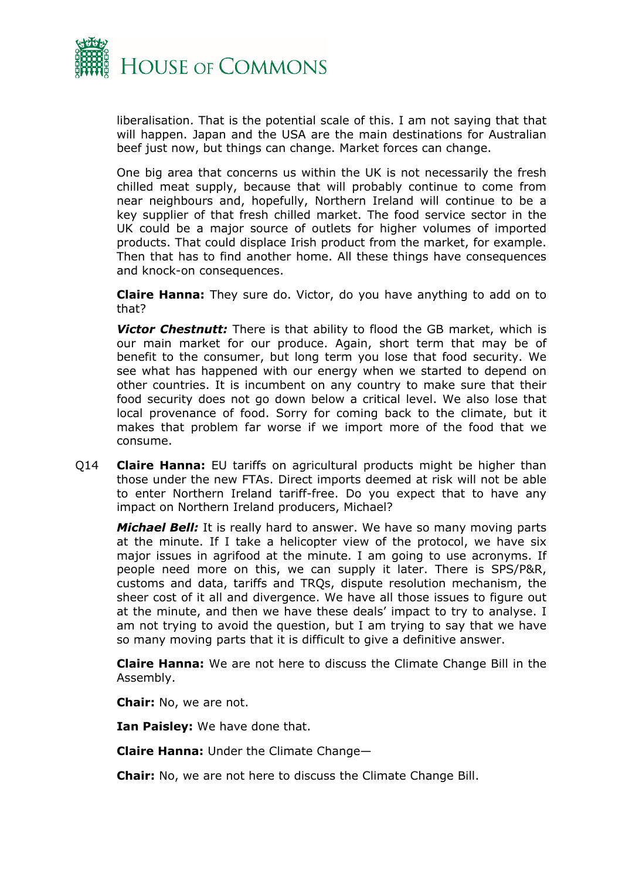liberalisation. That is the potential scale of this. I am not saying that that will happen. Japan and the USA are the main destinations for Australian beef just now, but things can change. Market forces can change.

One big area that concerns us within the UK is not necessarily the fresh chilled meat supply, because that will probably continue to come from near neighbours and, hopefully, Northern Ireland will continue to be a key supplier of that fresh chilled market. The food service sector in the UK could be a major source of outlets for higher volumes of imported products. That could displace Irish product from the market, for example. Then that has to find another home. All these things have consequences and knock-on consequences.

**Claire Hanna:** They sure do. Victor, do you have anything to add on to that?

***Victor Chestnutt:*** There is that ability to flood the GB market, which is our main market for our produce. Again, short term that may be of benefit to the consumer, but long term you lose that food security. We see what has happened with our energy when we started to depend on other countries. It is incumbent on any country to make sure that their food security does not go down below a critical level. We also lose that local provenance of food. Sorry for coming back to the climate, but it makes that problem far worse if we import more of the food that we consume.

Q14 **Claire Hanna:** EU tariffs on agricultural products might be higher than those under the new FTAs. Direct imports deemed at risk will not be able to enter Northern Ireland tariff-free. Do you expect that to have any impact on Northern Ireland producers, Michael?

***Michael Bell:*** It is really hard to answer. We have so many moving parts at the minute. If I take a helicopter view of the protocol, we have six major issues in agrifood at the minute. I am going to use acronyms. If people need more on this, we can supply it later. There is SPS/P&R, customs and data, tariffs and TRQs, dispute resolution mechanism, the sheer cost of it all and divergence. We have all those issues to figure out at the minute, and then we have these deals' impact to try to analyse. I am not trying to avoid the question, but I am trying to say that we have so many moving parts that it is difficult to give a definitive answer.

**Claire Hanna:** We are not here to discuss the Climate Change Bill in the Assembly.

**Chair:** No, we are not.

**Ian Paisley:** We have done that.

**Claire Hanna:** Under the Climate Change—

**Chair:** No, we are not here to discuss the Climate Change Bill.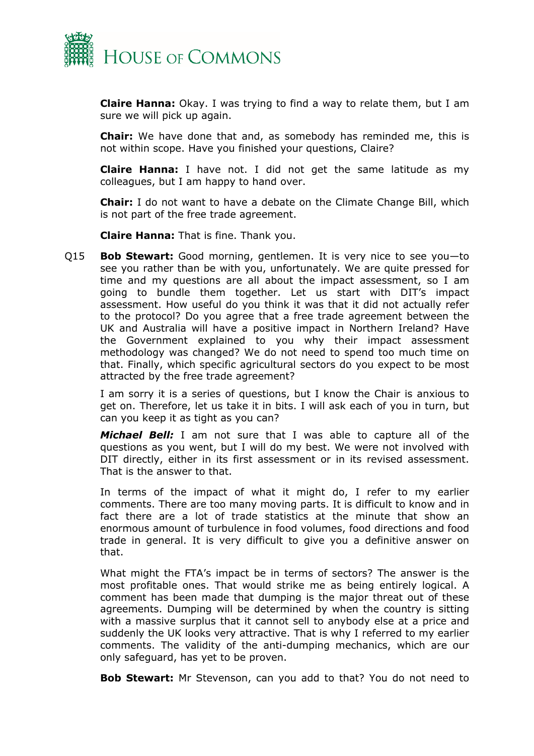**Claire Hanna:** Okay. I was trying to find a way to relate them, but I am sure we will pick up again.

**Chair:** We have done that and, as somebody has reminded me, this is not within scope. Have you finished your questions, Claire?

**Claire Hanna:** I have not. I did not get the same latitude as my colleagues, but I am happy to hand over.

**Chair:** I do not want to have a debate on the Climate Change Bill, which is not part of the free trade agreement.

**Claire Hanna:** That is fine. Thank you.

Q15 **Bob Stewart:** Good morning, gentlemen. It is very nice to see you—to see you rather than be with you, unfortunately. We are quite pressed for time and my questions are all about the impact assessment, so I am going to bundle them together. Let us start with DIT's impact assessment. How useful do you think it was that it did not actually refer to the protocol? Do you agree that a free trade agreement between the UK and Australia will have a positive impact in Northern Ireland? Have the Government explained to you why their impact assessment methodology was changed? We do not need to spend too much time on that. Finally, which specific agricultural sectors do you expect to be most attracted by the free trade agreement?

I am sorry it is a series of questions, but I know the Chair is anxious to get on. Therefore, let us take it in bits. I will ask each of you in turn, but can you keep it as tight as you can?

***Michael Bell:*** I am not sure that I was able to capture all of the questions as you went, but I will do my best. We were not involved with DIT directly, either in its first assessment or in its revised assessment. That is the answer to that.

In terms of the impact of what it might do, I refer to my earlier comments. There are too many moving parts. It is difficult to know and in fact there are a lot of trade statistics at the minute that show an enormous amount of turbulence in food volumes, food directions and food trade in general. It is very difficult to give you a definitive answer on that.

What might the FTA's impact be in terms of sectors? The answer is the most profitable ones. That would strike me as being entirely logical. A comment has been made that dumping is the major threat out of these agreements. Dumping will be determined by when the country is sitting with a massive surplus that it cannot sell to anybody else at a price and suddenly the UK looks very attractive. That is why I referred to my earlier comments. The validity of the anti-dumping mechanics, which are our only safeguard, has yet to be proven.

**Bob Stewart:** Mr Stevenson, can you add to that? You do not need to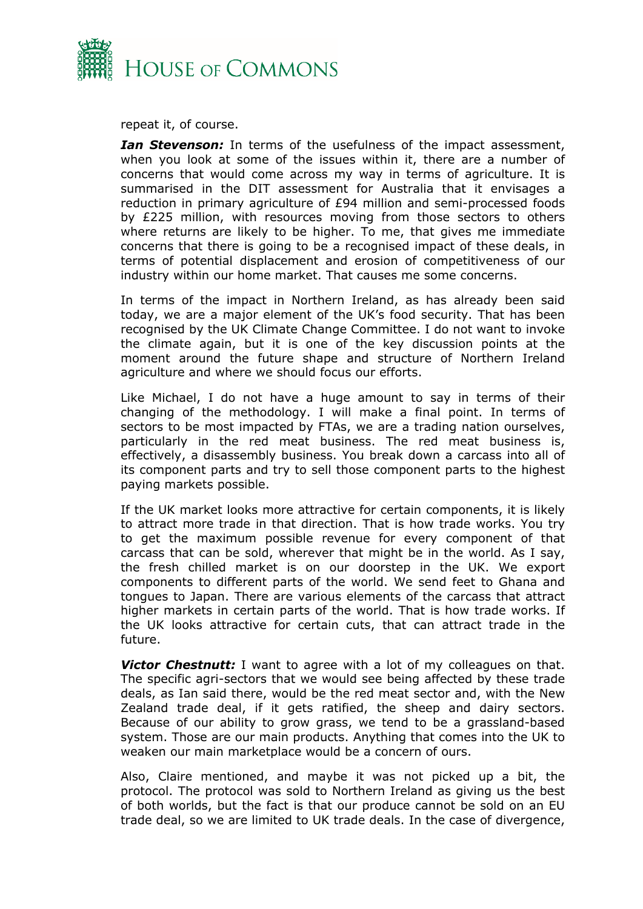repeat it, of course.

***Ian Stevenson:*** In terms of the usefulness of the impact assessment, when you look at some of the issues within it, there are a number of concerns that would come across my way in terms of agriculture. It is summarised in the DIT assessment for Australia that it envisages a reduction in primary agriculture of £94 million and semi-processed foods by £225 million, with resources moving from those sectors to others where returns are likely to be higher. To me, that gives me immediate concerns that there is going to be a recognised impact of these deals, in terms of potential displacement and erosion of competitiveness of our industry within our home market. That causes me some concerns.

In terms of the impact in Northern Ireland, as has already been said today, we are a major element of the UK's food security. That has been recognised by the UK Climate Change Committee. I do not want to invoke the climate again, but it is one of the key discussion points at the moment around the future shape and structure of Northern Ireland agriculture and where we should focus our efforts.

Like Michael, I do not have a huge amount to say in terms of their changing of the methodology. I will make a final point. In terms of sectors to be most impacted by FTAs, we are a trading nation ourselves, particularly in the red meat business. The red meat business is, effectively, a disassembly business. You break down a carcass into all of its component parts and try to sell those component parts to the highest paying markets possible.

If the UK market looks more attractive for certain components, it is likely to attract more trade in that direction. That is how trade works. You try to get the maximum possible revenue for every component of that carcass that can be sold, wherever that might be in the world. As I say, the fresh chilled market is on our doorstep in the UK. We export components to different parts of the world. We send feet to Ghana and tongues to Japan. There are various elements of the carcass that attract higher markets in certain parts of the world. That is how trade works. If the UK looks attractive for certain cuts, that can attract trade in the future.

***Victor Chestnutt:*** I want to agree with a lot of my colleagues on that. The specific agri-sectors that we would see being affected by these trade deals, as Ian said there, would be the red meat sector and, with the New Zealand trade deal, if it gets ratified, the sheep and dairy sectors. Because of our ability to grow grass, we tend to be a grassland-based system. Those are our main products. Anything that comes into the UK to weaken our main marketplace would be a concern of ours.

Also, Claire mentioned, and maybe it was not picked up a bit, the protocol. The protocol was sold to Northern Ireland as giving us the best of both worlds, but the fact is that our produce cannot be sold on an EU trade deal, so we are limited to UK trade deals. In the case of divergence,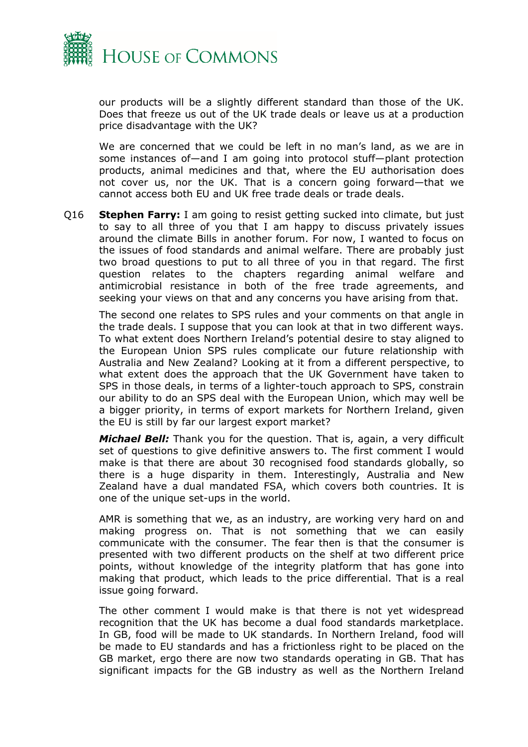our products will be a slightly different standard than those of the UK. Does that freeze us out of the UK trade deals or leave us at a production price disadvantage with the UK?

We are concerned that we could be left in no man's land, as we are in some instances of—and I am going into protocol stuff—plant protection products, animal medicines and that, where the EU authorisation does not cover us, nor the UK. That is a concern going forward—that we cannot access both EU and UK free trade deals or trade deals.

Q16 **Stephen Farry:** I am going to resist getting sucked into climate, but just to say to all three of you that I am happy to discuss privately issues around the climate Bills in another forum. For now, I wanted to focus on the issues of food standards and animal welfare. There are probably just two broad questions to put to all three of you in that regard. The first question relates to the chapters regarding animal welfare and antimicrobial resistance in both of the free trade agreements, and seeking your views on that and any concerns you have arising from that.

The second one relates to SPS rules and your comments on that angle in the trade deals. I suppose that you can look at that in two different ways. To what extent does Northern Ireland's potential desire to stay aligned to the European Union SPS rules complicate our future relationship with Australia and New Zealand? Looking at it from a different perspective, to what extent does the approach that the UK Government have taken to SPS in those deals, in terms of a lighter-touch approach to SPS, constrain our ability to do an SPS deal with the European Union, which may well be a bigger priority, in terms of export markets for Northern Ireland, given the EU is still by far our largest export market?

***Michael Bell:*** Thank you for the question. That is, again, a very difficult set of questions to give definitive answers to. The first comment I would make is that there are about 30 recognised food standards globally, so there is a huge disparity in them. Interestingly, Australia and New Zealand have a dual mandated FSA, which covers both countries. It is one of the unique set-ups in the world.

AMR is something that we, as an industry, are working very hard on and making progress on. That is not something that we can easily communicate with the consumer. The fear then is that the consumer is presented with two different products on the shelf at two different price points, without knowledge of the integrity platform that has gone into making that product, which leads to the price differential. That is a real issue going forward.

The other comment I would make is that there is not yet widespread recognition that the UK has become a dual food standards marketplace. In GB, food will be made to UK standards. In Northern Ireland, food will be made to EU standards and has a frictionless right to be placed on the GB market, ergo there are now two standards operating in GB. That has significant impacts for the GB industry as well as the Northern Ireland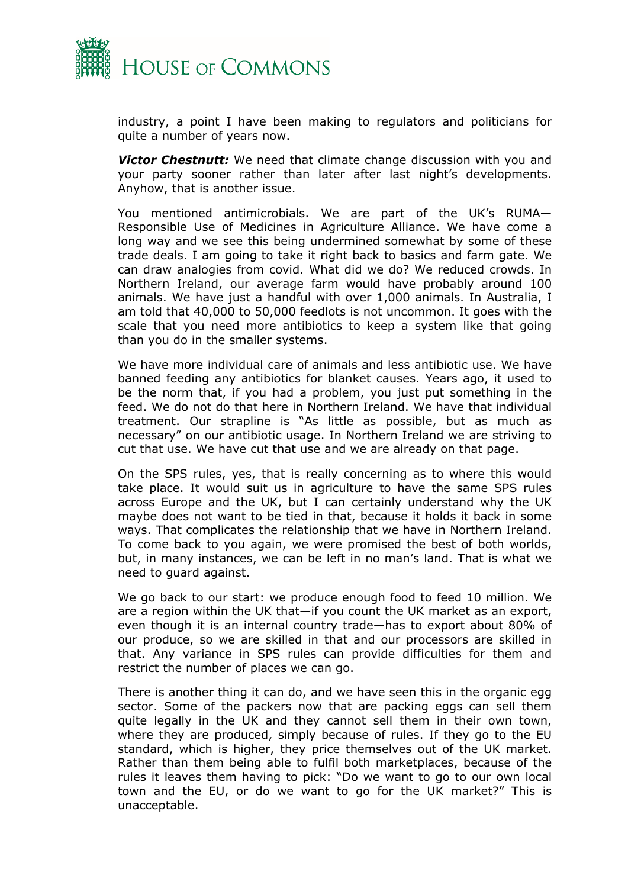industry, a point I have been making to regulators and politicians for quite a number of years now.

***Victor Chestnutt:*** We need that climate change discussion with you and your party sooner rather than later after last night's developments. Anyhow, that is another issue.

You mentioned antimicrobials. We are part of the UK's RUMA—Responsible Use of Medicines in Agriculture Alliance. We have come a long way and we see this being undermined somewhat by some of these trade deals. I am going to take it right back to basics and farm gate. We can draw analogies from covid. What did we do? We reduced crowds. In Northern Ireland, our average farm would have probably around 100 animals. We have just a handful with over 1,000 animals. In Australia, I am told that 40,000 to 50,000 feedlots is not uncommon. It goes with the scale that you need more antibiotics to keep a system like that going than you do in the smaller systems.

We have more individual care of animals and less antibiotic use. We have banned feeding any antibiotics for blanket causes. Years ago, it used to be the norm that, if you had a problem, you just put something in the feed. We do not do that here in Northern Ireland. We have that individual treatment. Our strapline is "As little as possible, but as much as necessary" on our antibiotic usage. In Northern Ireland we are striving to cut that use. We have cut that use and we are already on that page.

On the SPS rules, yes, that is really concerning as to where this would take place. It would suit us in agriculture to have the same SPS rules across Europe and the UK, but I can certainly understand why the UK maybe does not want to be tied in that, because it holds it back in some ways. That complicates the relationship that we have in Northern Ireland. To come back to you again, we were promised the best of both worlds, but, in many instances, we can be left in no man's land. That is what we need to guard against.

We go back to our start: we produce enough food to feed 10 million. We are a region within the UK that—if you count the UK market as an export, even though it is an internal country trade—has to export about 80% of our produce, so we are skilled in that and our processors are skilled in that. Any variance in SPS rules can provide difficulties for them and restrict the number of places we can go.

There is another thing it can do, and we have seen this in the organic egg sector. Some of the packers now that are packing eggs can sell them quite legally in the UK and they cannot sell them in their own town, where they are produced, simply because of rules. If they go to the EU standard, which is higher, they price themselves out of the UK market. Rather than them being able to fulfil both marketplaces, because of the rules it leaves them having to pick: "Do we want to go to our own local town and the EU, or do we want to go for the UK market?" This is unacceptable.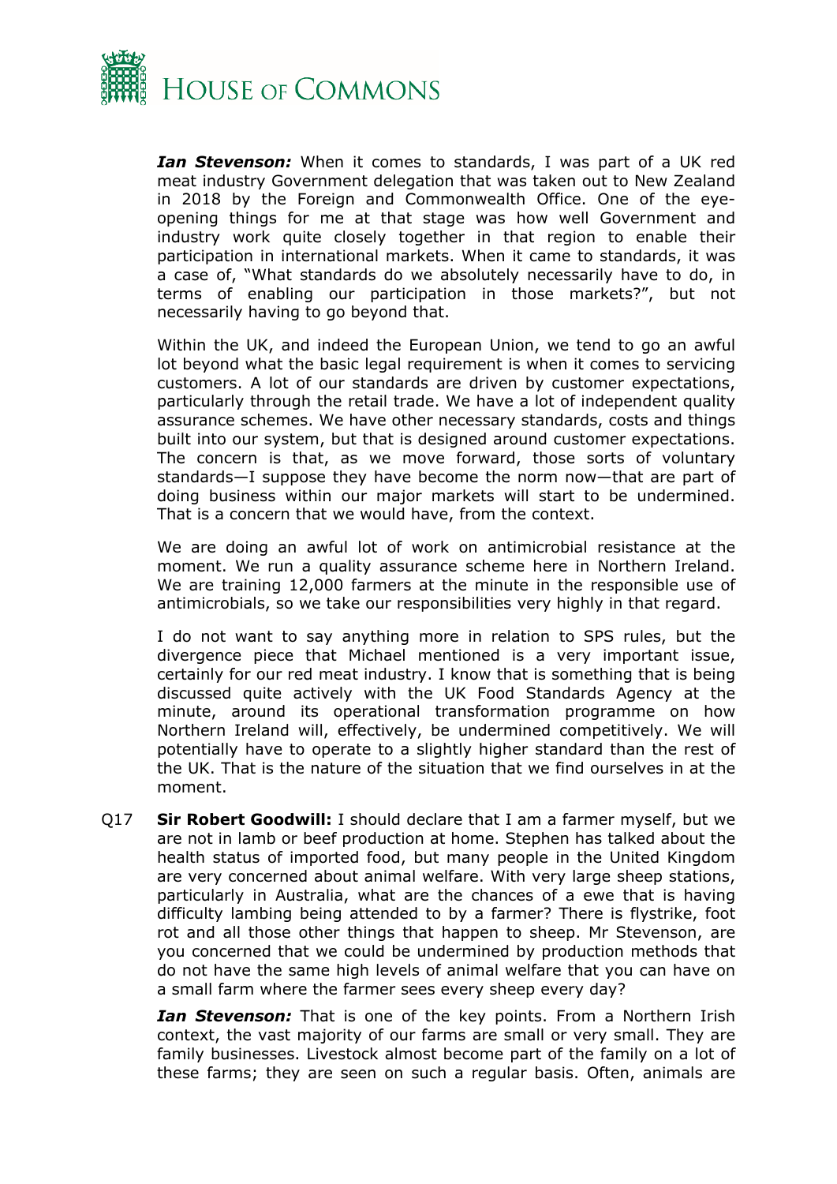***Ian Stevenson:*** When it comes to standards, I was part of a UK red meat industry Government delegation that was taken out to New Zealand in 2018 by the Foreign and Commonwealth Office. One of the eye-opening things for me at that stage was how well Government and industry work quite closely together in that region to enable their participation in international markets. When it came to standards, it was a case of, "What standards do we absolutely necessarily have to do, in terms of enabling our participation in those markets?", but not necessarily having to go beyond that.

Within the UK, and indeed the European Union, we tend to go an awful lot beyond what the basic legal requirement is when it comes to servicing customers. A lot of our standards are driven by customer expectations, particularly through the retail trade. We have a lot of independent quality assurance schemes. We have other necessary standards, costs and things built into our system, but that is designed around customer expectations. The concern is that, as we move forward, those sorts of voluntary standards—I suppose they have become the norm now—that are part of doing business within our major markets will start to be undermined. That is a concern that we would have, from the context.

We are doing an awful lot of work on antimicrobial resistance at the moment. We run a quality assurance scheme here in Northern Ireland. We are training 12,000 farmers at the minute in the responsible use of antimicrobials, so we take our responsibilities very highly in that regard.

I do not want to say anything more in relation to SPS rules, but the divergence piece that Michael mentioned is a very important issue, certainly for our red meat industry. I know that is something that is being discussed quite actively with the UK Food Standards Agency at the minute, around its operational transformation programme on how Northern Ireland will, effectively, be undermined competitively. We will potentially have to operate to a slightly higher standard than the rest of the UK. That is the nature of the situation that we find ourselves in at the moment.

Q17 **Sir Robert Goodwill:** I should declare that I am a farmer myself, but we are not in lamb or beef production at home. Stephen has talked about the health status of imported food, but many people in the United Kingdom are very concerned about animal welfare. With very large sheep stations, particularly in Australia, what are the chances of a ewe that is having difficulty lambing being attended to by a farmer? There is flystrike, foot rot and all those other things that happen to sheep. Mr Stevenson, are you concerned that we could be undermined by production methods that do not have the same high levels of animal welfare that you can have on a small farm where the farmer sees every sheep every day?

***Ian Stevenson:*** That is one of the key points. From a Northern Irish context, the vast majority of our farms are small or very small. They are family businesses. Livestock almost become part of the family on a lot of these farms; they are seen on such a regular basis. Often, animals are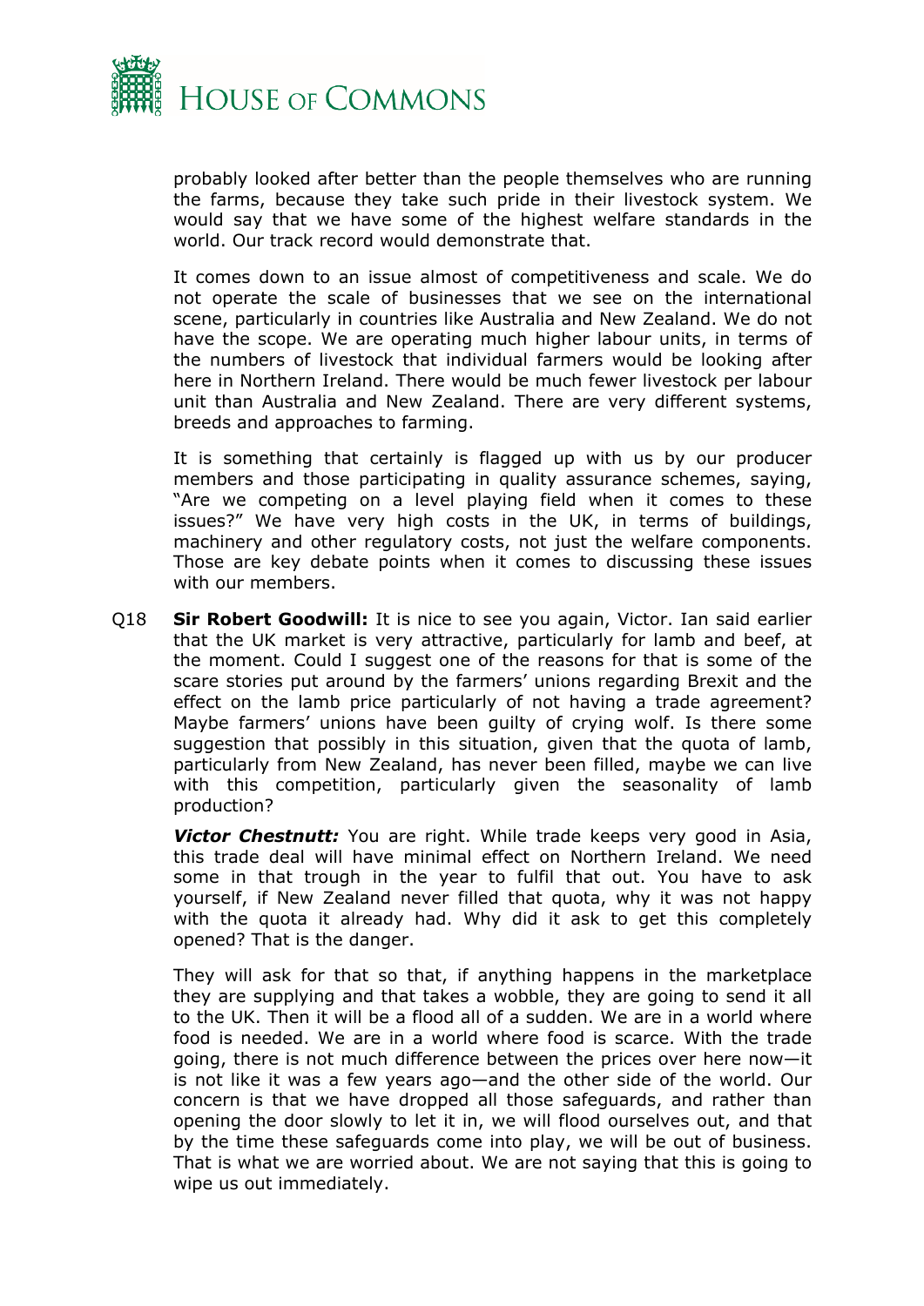probably looked after better than the people themselves who are running the farms, because they take such pride in their livestock system. We would say that we have some of the highest welfare standards in the world. Our track record would demonstrate that.

It comes down to an issue almost of competitiveness and scale. We do not operate the scale of businesses that we see on the international scene, particularly in countries like Australia and New Zealand. We do not have the scope. We are operating much higher labour units, in terms of the numbers of livestock that individual farmers would be looking after here in Northern Ireland. There would be much fewer livestock per labour unit than Australia and New Zealand. There are very different systems, breeds and approaches to farming.

It is something that certainly is flagged up with us by our producer members and those participating in quality assurance schemes, saying, "Are we competing on a level playing field when it comes to these issues?" We have very high costs in the UK, in terms of buildings, machinery and other regulatory costs, not just the welfare components. Those are key debate points when it comes to discussing these issues with our members.

Q18 **Sir Robert Goodwill:** It is nice to see you again, Victor. Ian said earlier that the UK market is very attractive, particularly for lamb and beef, at the moment. Could I suggest one of the reasons for that is some of the scare stories put around by the farmers' unions regarding Brexit and the effect on the lamb price particularly of not having a trade agreement? Maybe farmers' unions have been guilty of crying wolf. Is there some suggestion that possibly in this situation, given that the quota of lamb, particularly from New Zealand, has never been filled, maybe we can live with this competition, particularly given the seasonality of lamb production?

***Victor Chestnutt:*** You are right. While trade keeps very good in Asia, this trade deal will have minimal effect on Northern Ireland. We need some in that trough in the year to fulfil that out. You have to ask yourself, if New Zealand never filled that quota, why it was not happy with the quota it already had. Why did it ask to get this completely opened? That is the danger.

They will ask for that so that, if anything happens in the marketplace they are supplying and that takes a wobble, they are going to send it all to the UK. Then it will be a flood all of a sudden. We are in a world where food is needed. We are in a world where food is scarce. With the trade going, there is not much difference between the prices over here now—it is not like it was a few years ago—and the other side of the world. Our concern is that we have dropped all those safeguards, and rather than opening the door slowly to let it in, we will flood ourselves out, and that by the time these safeguards come into play, we will be out of business. That is what we are worried about. We are not saying that this is going to wipe us out immediately.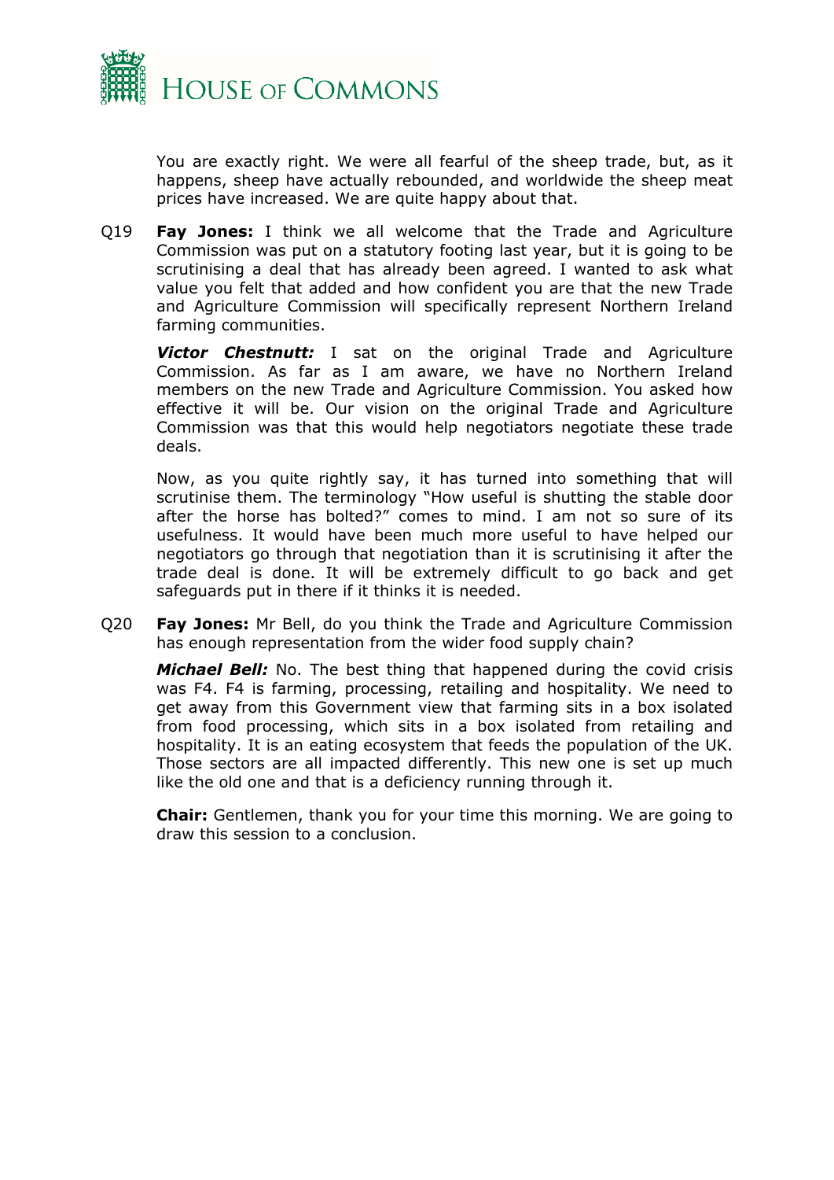You are exactly right. We were all fearful of the sheep trade, but, as it happens, sheep have actually rebounded, and worldwide the sheep meat prices have increased. We are quite happy about that.

Q19 **Fay Jones:** I think we all welcome that the Trade and Agriculture Commission was put on a statutory footing last year, but it is going to be scrutinising a deal that has already been agreed. I wanted to ask what value you felt that added and how confident you are that the new Trade and Agriculture Commission will specifically represent Northern Ireland farming communities.

***Victor Chestnutt:*** I sat on the original Trade and Agriculture Commission. As far as I am aware, we have no Northern Ireland members on the new Trade and Agriculture Commission. You asked how effective it will be. Our vision on the original Trade and Agriculture Commission was that this would help negotiators negotiate these trade deals.

Now, as you quite rightly say, it has turned into something that will scrutinise them. The terminology "How useful is shutting the stable door after the horse has bolted?" comes to mind. I am not so sure of its usefulness. It would have been much more useful to have helped our negotiators go through that negotiation than it is scrutinising it after the trade deal is done. It will be extremely difficult to go back and get safeguards put in there if it thinks it is needed.

Q20 **Fay Jones:** Mr Bell, do you think the Trade and Agriculture Commission has enough representation from the wider food supply chain?

***Michael Bell:*** No. The best thing that happened during the covid crisis was F4. F4 is farming, processing, retailing and hospitality. We need to get away from this Government view that farming sits in a box isolated from food processing, which sits in a box isolated from retailing and hospitality. It is an eating ecosystem that feeds the population of the UK. Those sectors are all impacted differently. This new one is set up much like the old one and that is a deficiency running through it.

**Chair:** Gentlemen, thank you for your time this morning. We are going to draw this session to a conclusion.